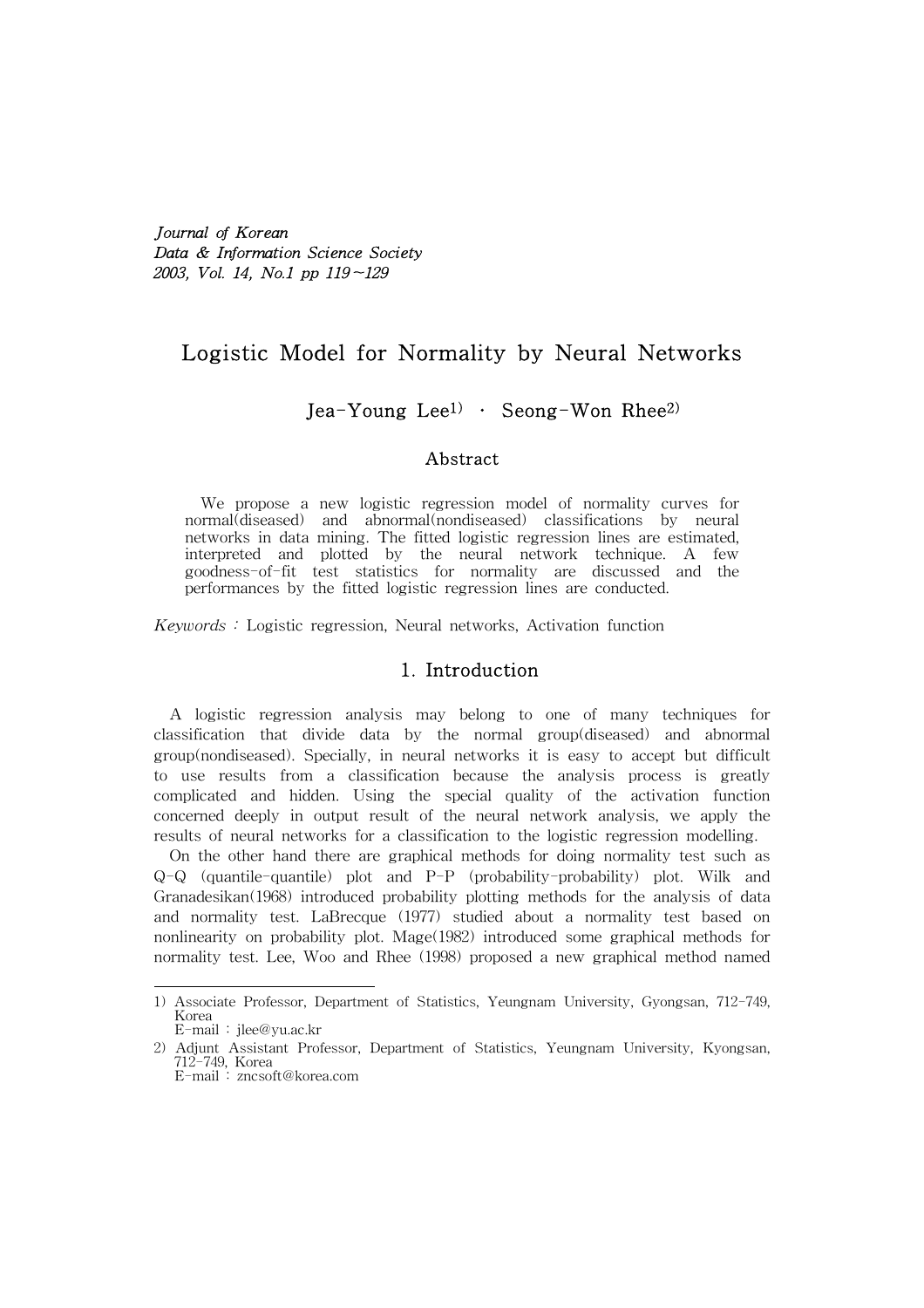*Journal of Korean*
*Data & Information Science Society*
*2003, Vol. 14, No.1 pp 119~129*

# Logistic Model for Normality by Neural Networks

Jea-Young Lee[1] · Seong-Won Rhee[2]

## Abstract

We propose a new logistic regression model of normality curves for normal(diseased) and abnormal(nondiseased) classifications by neural networks in data mining. The fitted logistic regression lines are estimated, interpreted and plotted by the neural network technique. A few goodness-of-fit test statistics for normality are discussed and the performances by the fitted logistic regression lines are conducted.

*Keywords :* Logistic regression, Neural networks, Activation function

## 1. Introduction

A logistic regression analysis may belong to one of many techniques for classification that divide data by the normal group(diseased) and abnormal group(nondiseased). Specially, in neural networks it is easy to accept but difficult to use results from a classification because the analysis process is greatly complicated and hidden. Using the special quality of the activation function concerned deeply in output result of the neural network analysis, we apply the results of neural networks for a classification to the logistic regression modelling.

On the other hand there are graphical methods for doing normality test such as Q-Q (quantile-quantile) plot and P-P (probability-probability) plot. Wilk and Granadesikan(1968) introduced probability plotting methods for the analysis of data and normality test. LaBrecque (1977) studied about a normality test based on nonlinearity on probability plot. Mage(1982) introduced some graphical methods for normality test. Lee, Woo and Rhee (1998) proposed a new graphical method named

---

1) Associate Professor, Department of Statistics, Yeungnam University, Gyongsan, 712-749, Korea
E-mail : jlee@yu.ac.kr

2) Adjunt Assistant Professor, Department of Statistics, Yeungnam University, Kyongsan, 712-749, Korea
E-mail : zncsoft@korea.com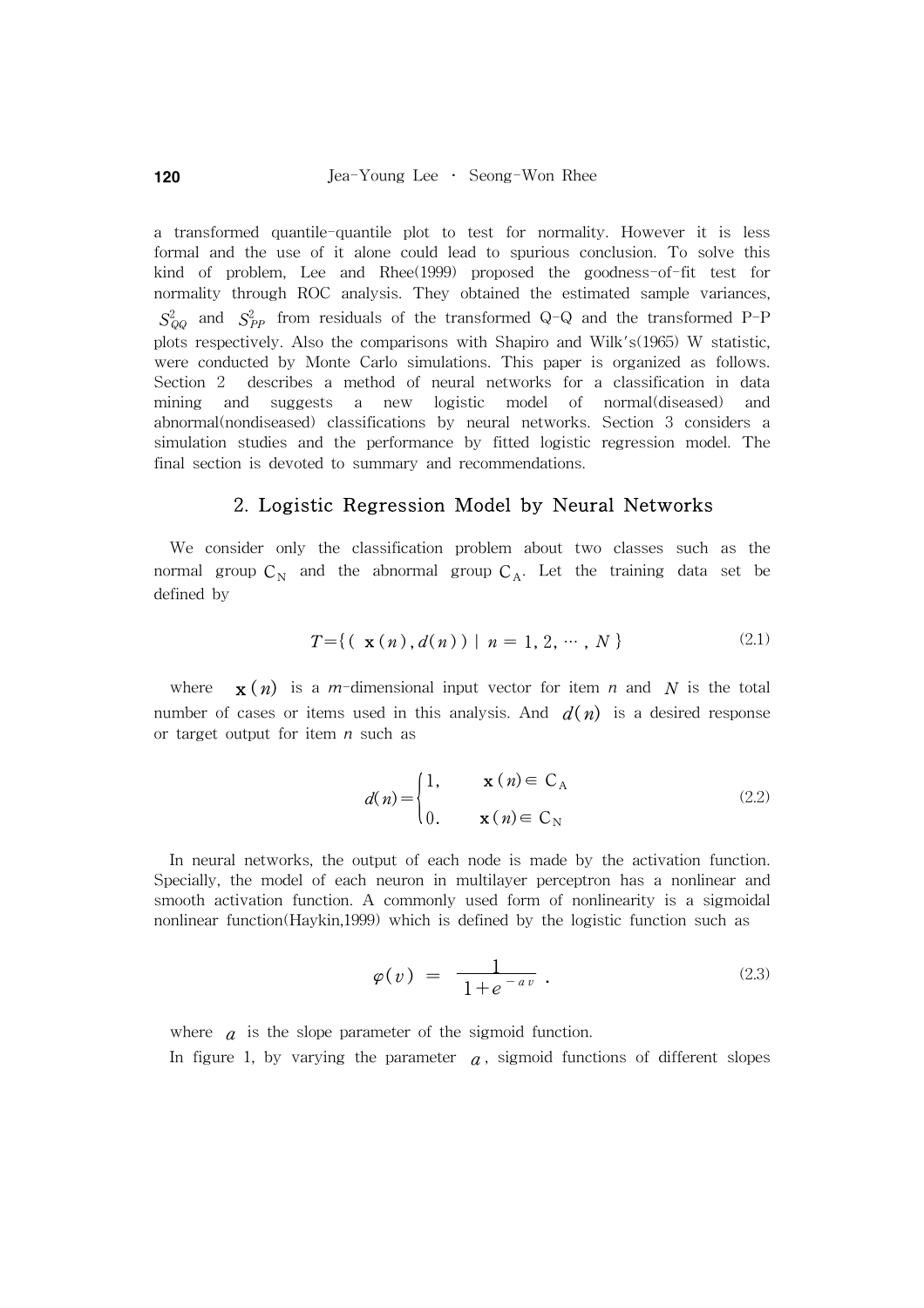a transformed quantile-quantile plot to test for normality. However it is less formal and the use of it alone could lead to spurious conclusion. To solve this kind of problem, Lee and Rhee(1999) proposed the goodness-of-fit test for normality through ROC analysis. They obtained the estimated sample variances, $S^2_{QQ}$ and $S^2_{PP}$ from residuals of the transformed Q-Q and the transformed P-P plots respectively. Also the comparisons with Shapiro and Wilk's(1965) W statistic, were conducted by Monte Carlo simulations. This paper is organized as follows. Section 2 describes a method of neural networks for a classification in data mining and suggests a new logistic model of normal(diseased) and abnormal(nondiseased) classifications by neural networks. Section 3 considers a simulation studies and the performance by fitted logistic regression model. The final section is devoted to summary and recommendations.

## 2. Logistic Regression Model by Neural Networks

We consider only the classification problem about two classes such as the normal group $C_N$ and the abnormal group $C_A$. Let the training data set be defined by

$$T = \{ ( \mathbf{x}(n), d(n) ) \mid n = 1, 2, \cdots, N \} \tag{2.1}$$

where $\mathbf{x}(n)$ is a $m$-dimensional input vector for item $n$ and $N$ is the total number of cases or items used in this analysis. And $d(n)$ is a desired response or target output for item $n$ such as

$$d(n) = \begin{cases} 1, & \mathbf{x}(n) \in C_A \\ 0. & \mathbf{x}(n) \in C_N \end{cases} \tag{2.2}$$

In neural networks, the output of each node is made by the activation function. Specially, the model of each neuron in multilayer perceptron has a nonlinear and smooth activation function. A commonly used form of nonlinearity is a sigmoidal nonlinear function(Haykin,1999) which is defined by the logistic function such as

$$\varphi(v) = \frac{1}{1 + e^{-av}} . \tag{2.3}$$

where $a$ is the slope parameter of the sigmoid function.

In figure 1, by varying the parameter $a$, sigmoid functions of different slopes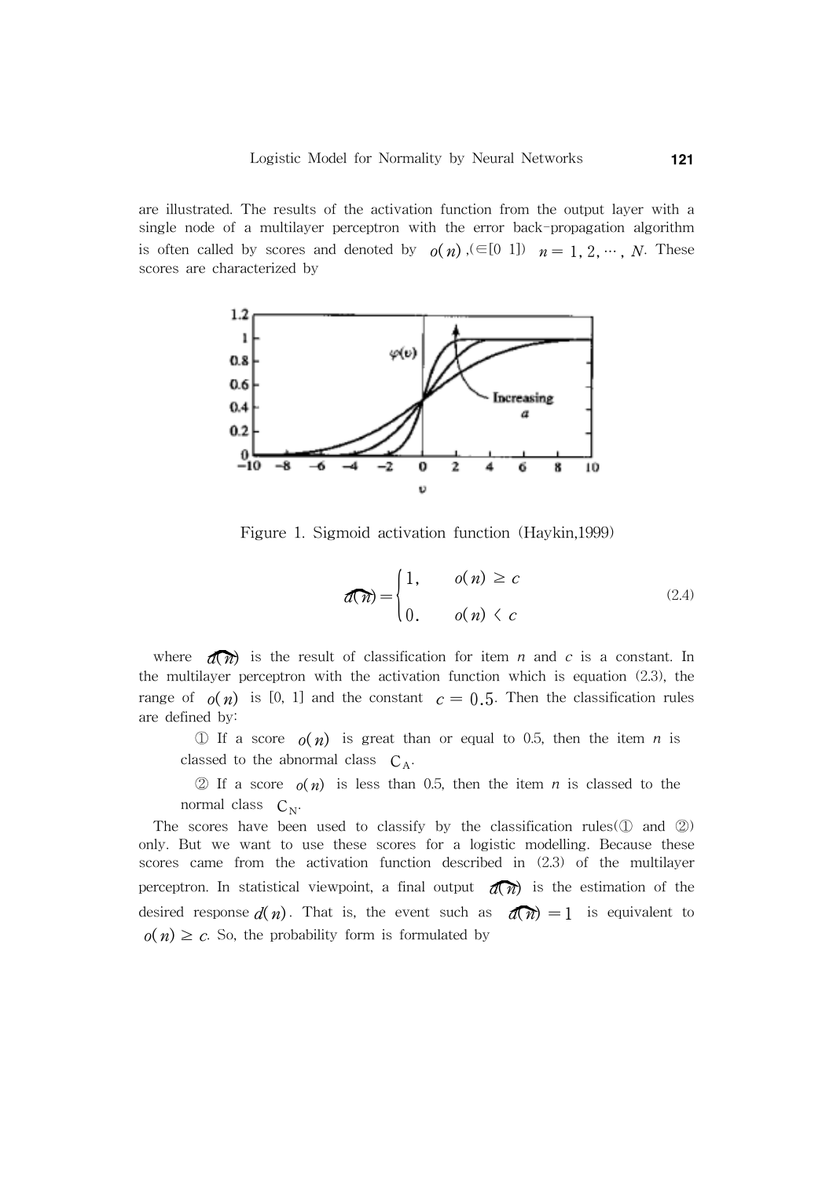are illustrated. The results of the activation function from the output layer with a single node of a multilayer perceptron with the error back-propagation algorithm is often called by scores and denoted by $o(n)$,($\in$[0 1]) $n = 1, 2, \cdots, N$. These scores are characterized by

Figure 1. Sigmoid activation function (Haykin,1999)

$$\widehat{d(n)} = \begin{cases} 1, & o(n) \geq c \\ 0. & o(n) < c \end{cases} \tag{2.4}$$

where $\widehat{d(n)}$ is the result of classification for item $n$ and $c$ is a constant. In the multilayer perceptron with the activation function which is equation (2.3), the range of $o(n)$ is [0, 1] and the constant $c = 0.5$. Then the classification rules are defined by:

① If a score $o(n)$ is great than or equal to 0.5, then the item $n$ is classed to the abnormal class $C_A$.

② If a score $o(n)$ is less than 0.5, then the item $n$ is classed to the normal class $C_N$.

The scores have been used to classify by the classification rules(① and ②) only. But we want to use these scores for a logistic modelling. Because these scores came from the activation function described in (2.3) of the multilayer perceptron. In statistical viewpoint, a final output $\widehat{d(n)}$ is the estimation of the desired response $d(n)$. That is, the event such as $\widehat{d(n)} = 1$ is equivalent to $o(n) \geq c$. So, the probability form is formulated by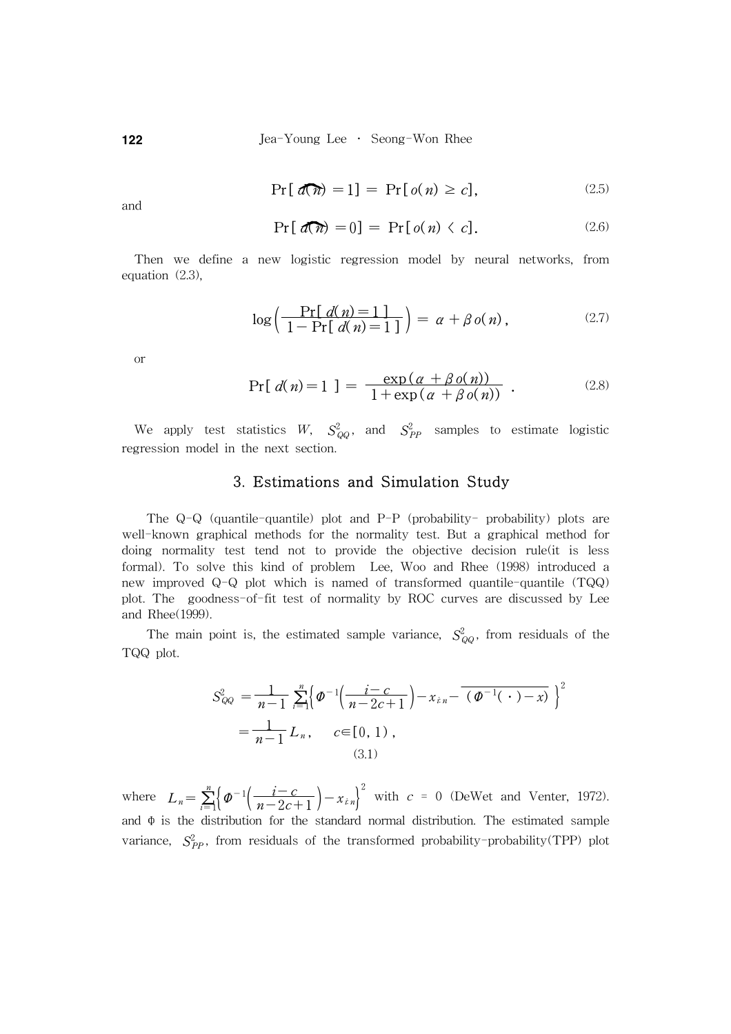$$\Pr[\,\widehat{d(n)} = 1\,] = \Pr[\,o(n) \geq c\,], \tag{2.5}$$

and

$$\Pr[\,\widehat{d(n)} = 0\,] = \Pr[\,o(n) < c\,]. \tag{2.6}$$

Then we define a new logistic regression model by neural networks, from equation (2.3),

$$\log\left(\frac{\Pr[\,d(n)=1\,]}{1-\Pr[\,d(n)=1\,]}\right) = \alpha + \beta\, o(n), \tag{2.7}$$

or

$$\Pr[\,d(n)=1\,] = \frac{\exp(\alpha + \beta\, o(n))}{1+\exp(\alpha + \beta\, o(n))}\ . \tag{2.8}$$

We apply test statistics $W$, $S^2_{QQ}$, and $S^2_{PP}$ samples to estimate logistic regression model in the next section.

## 3. Estimations and Simulation Study

The Q-Q (quantile-quantile) plot and P-P (probability- probability) plots are well-known graphical methods for the normality test. But a graphical method for doing normality test tend not to provide the objective decision rule(it is less formal). To solve this kind of problem Lee, Woo and Rhee (1998) introduced a new improved Q-Q plot which is named of transformed quantile-quantile (TQQ) plot. The goodness-of-fit test of normality by ROC curves are discussed by Lee and Rhee(1999).

The main point is, the estimated sample variance, $S^2_{QQ}$, from residuals of the TQQ plot.

$$\begin{aligned} S^2_{QQ} &= \frac{1}{n-1}\sum_{i=1}^{n}\left\{\Phi^{-1}\left(\frac{i-c}{n-2c+1}\right) - x_{i:n} - \overline{(\Phi^{-1}(\,\cdot\,)-x)}\right\}^2 \\ &= \frac{1}{n-1}L_n, \quad c\in[0,\,1), \end{aligned} \tag{3.1}$$

where $L_n = \sum_{i=1}^{n}\left\{\Phi^{-1}\left(\frac{i-c}{n-2c+1}\right) - x_{i:n}\right\}^2$ with $c$ = 0 (DeWet and Venter, 1972). and $\Phi$ is the distribution for the standard normal distribution. The estimated sample variance, $S^2_{PP}$, from residuals of the transformed probability-probability(TPP) plot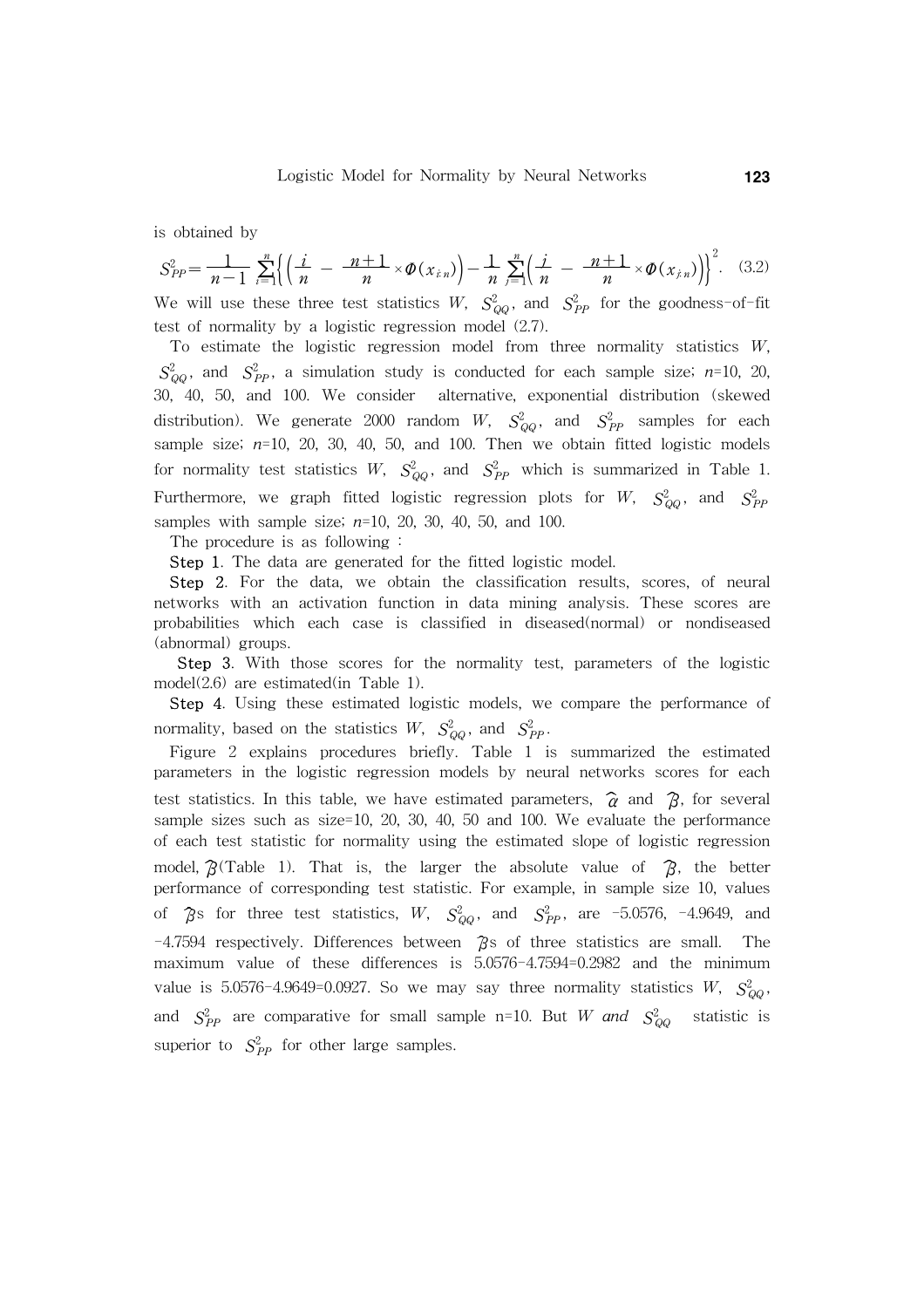is obtained by

$$S_{PP}^2 = \frac{1}{n-1}\sum_{i=1}^{n}\left\{\left(\frac{i}{n} - \frac{n+1}{n}\times\Phi(x_{i:n})\right) - \frac{1}{n}\sum_{j=1}^{n}\left(\frac{j}{n} - \frac{n+1}{n}\times\Phi(x_{j:n})\right)\right\}^2. \quad (3.2)$$

We will use these three test statistics $W$, $S_{QQ}^2$, and $S_{PP}^2$ for the goodness-of-fit test of normality by a logistic regression model (2.7).

To estimate the logistic regression model from three normality statistics $W$, $S_{QQ}^2$, and $S_{PP}^2$, a simulation study is conducted for each sample size; $n$=10, 20, 30, 40, 50, and 100. We consider alternative, exponential distribution (skewed distribution). We generate 2000 random $W$, $S_{QQ}^2$, and $S_{PP}^2$ samples for each sample size; $n$=10, 20, 30, 40, 50, and 100. Then we obtain fitted logistic models for normality test statistics $W$, $S_{QQ}^2$, and $S_{PP}^2$ which is summarized in Table 1. Furthermore, we graph fitted logistic regression plots for $W$, $S_{QQ}^2$, and $S_{PP}^2$ samples with sample size; $n$=10, 20, 30, 40, 50, and 100.

The procedure is as following :

**Step 1**. The data are generated for the fitted logistic model.

**Step 2**. For the data, we obtain the classification results, scores, of neural networks with an activation function in data mining analysis. These scores are probabilities which each case is classified in diseased(normal) or nondiseased (abnormal) groups.

**Step 3**. With those scores for the normality test, parameters of the logistic model(2.6) are estimated(in Table 1).

**Step 4**. Using these estimated logistic models, we compare the performance of normality, based on the statistics $W$, $S_{QQ}^2$, and $S_{PP}^2$.

Figure 2 explains procedures briefly. Table 1 is summarized the estimated parameters in the logistic regression models by neural networks scores for each test statistics. In this table, we have estimated parameters, $\hat{\alpha}$ and $\hat{\beta}$, for several sample sizes such as size=10, 20, 30, 40, 50 and 100. We evaluate the performance of each test statistic for normality using the estimated slope of logistic regression model, $\hat{\beta}$(Table 1). That is, the larger the absolute value of $\hat{\beta}$, the better performance of corresponding test statistic. For example, in sample size 10, values of $\hat{\beta}$s for three test statistics, $W$, $S_{QQ}^2$, and $S_{PP}^2$, are -5.0576, -4.9649, and -4.7594 respectively. Differences between $\hat{\beta}$s of three statistics are small. The maximum value of these differences is 5.0576-4.7594=0.2982 and the minimum value is 5.0576-4.9649=0.0927. So we may say three normality statistics $W$, $S_{QQ}^2$, and $S_{PP}^2$ are comparative for small sample n=10. But $W$ *and* $S_{QQ}^2$ statistic is superior to $S_{PP}^2$ for other large samples.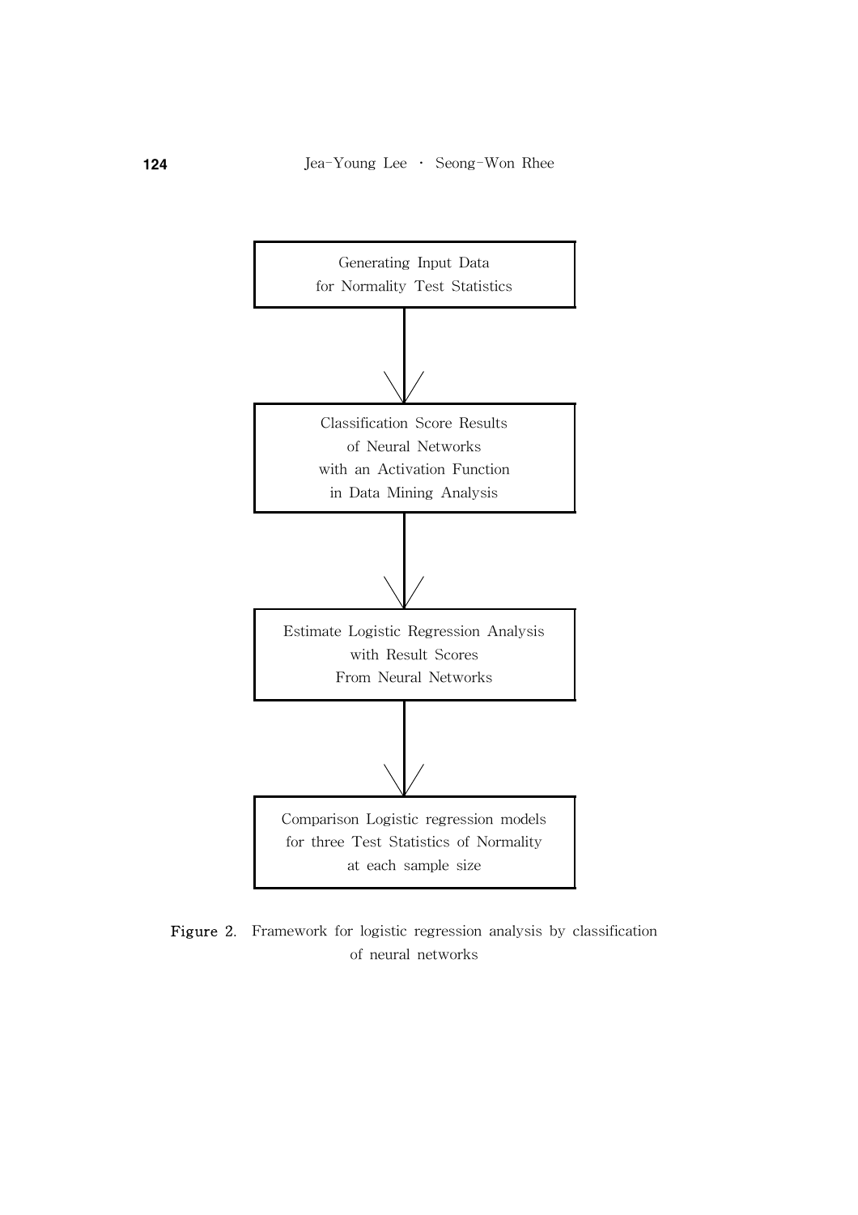Generating Input Data
for Normality Test Statistics

↓

Classification Score Results
of Neural Networks
with an Activation Function
in Data Mining Analysis

↓

Estimate Logistic Regression Analysis
with Result Scores
From Neural Networks

↓

Comparison Logistic regression models
for three Test Statistics of Normality
at each sample size

**Figure 2.** Framework for logistic regression analysis by classification of neural networks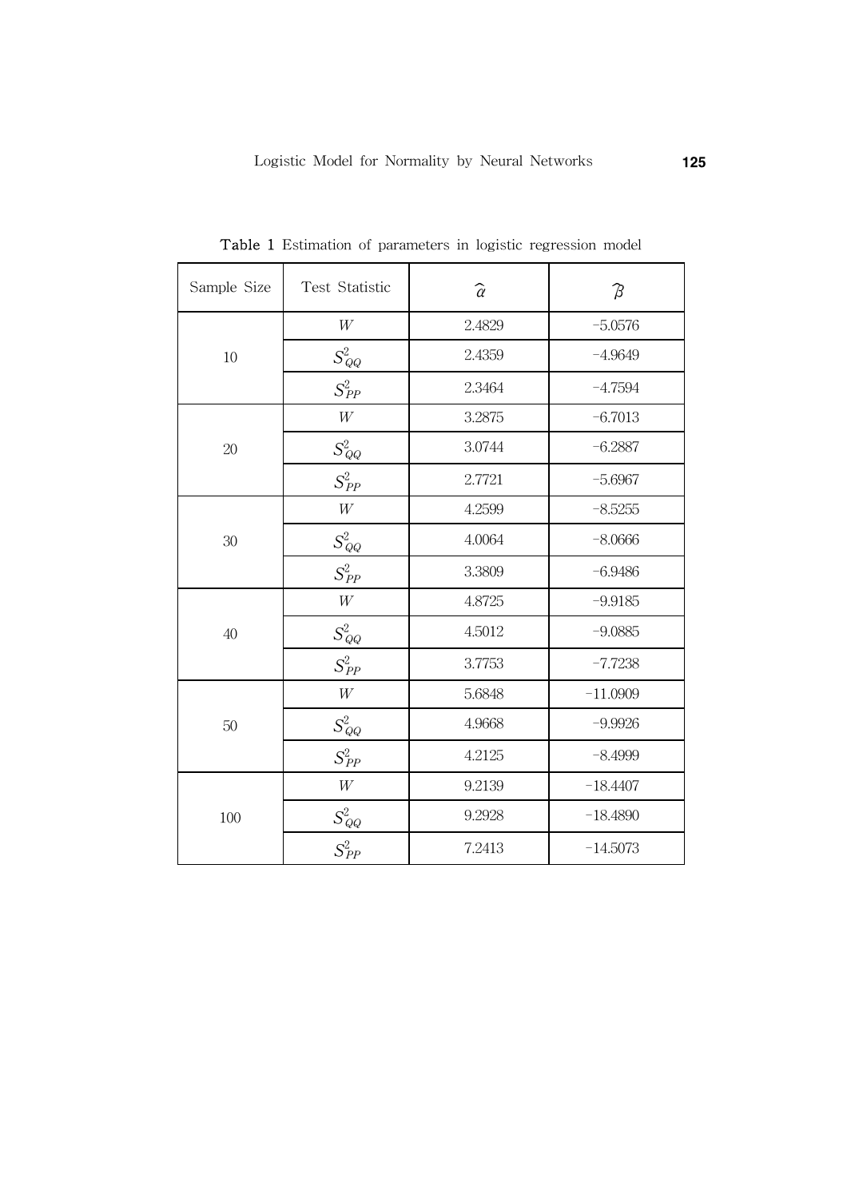**Table 1** Estimation of parameters in logistic regression model

| Sample Size | Test Statistic | $\widehat{\alpha}$ | $\widehat{\beta}$ |
|---|---|---|---|
| 10 | $W$ | 2.4829 | −5.0576 |
| | $S_{QQ}^2$ | 2.4359 | −4.9649 |
| | $S_{PP}^2$ | 2.3464 | −4.7594 |
| 20 | $W$ | 3.2875 | −6.7013 |
| | $S_{QQ}^2$ | 3.0744 | −6.2887 |
| | $S_{PP}^2$ | 2.7721 | −5.6967 |
| 30 | $W$ | 4.2599 | −8.5255 |
| | $S_{QQ}^2$ | 4.0064 | −8.0666 |
| | $S_{PP}^2$ | 3.3809 | −6.9486 |
| 40 | $W$ | 4.8725 | −9.9185 |
| | $S_{QQ}^2$ | 4.5012 | −9.0885 |
| | $S_{PP}^2$ | 3.7753 | −7.7238 |
| 50 | $W$ | 5.6848 | −11.0909 |
| | $S_{QQ}^2$ | 4.9668 | −9.9926 |
| | $S_{PP}^2$ | 4.2125 | −8.4999 |
| 100 | $W$ | 9.2139 | −18.4407 |
| | $S_{QQ}^2$ | 9.2928 | −18.4890 |
| | $S_{PP}^2$ | 7.2413 | −14.5073 |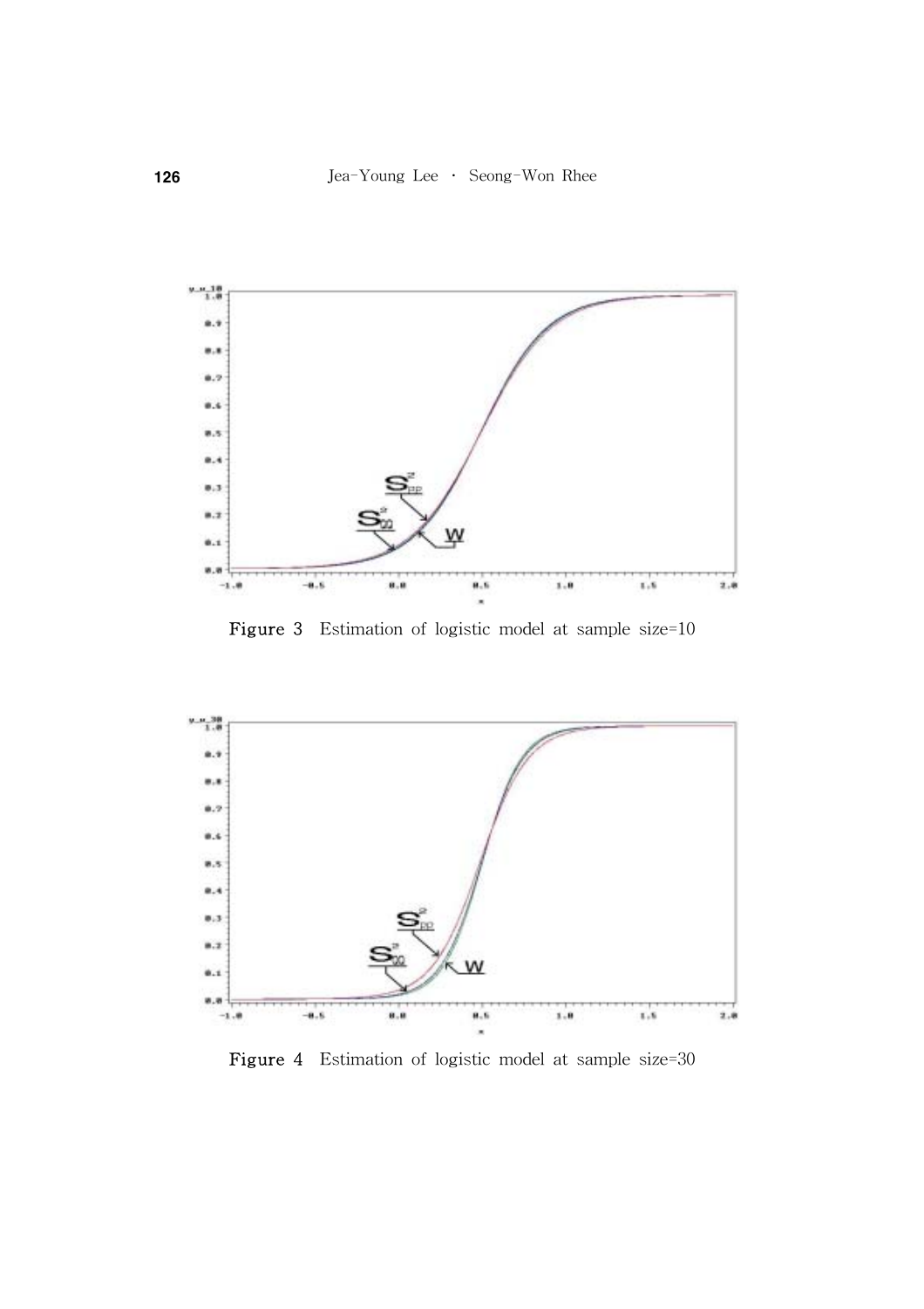Figure 3 Estimation of logistic model at sample size=10

Figure 4 Estimation of logistic model at sample size=30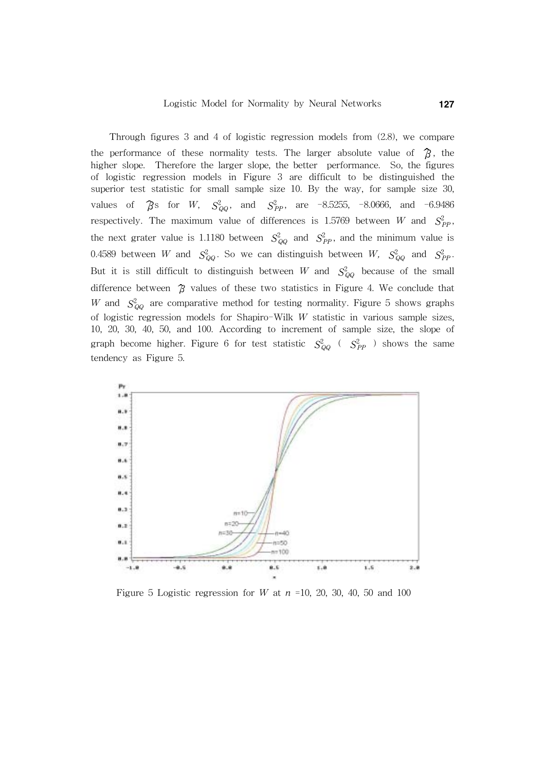Through figures 3 and 4 of logistic regression models from (2.8), we compare the performance of these normality tests. The larger absolute value of $\hat{\beta}$, the higher slope. Therefore the larger slope, the better performance. So, the figures of logistic regression models in Figure 3 are difficult to be distinguished the superior test statistic for small sample size 10. By the way, for sample size 30, values of $\hat{\beta}$s for $W$, $S^2_{QQ}$, and $S^2_{PP}$, are −8.5255, −8.0666, and −6.9486 respectively. The maximum value of differences is 1.5769 between $W$ and $S^2_{PP}$, the next grater value is 1.1180 between $S^2_{QQ}$ and $S^2_{PP}$, and the minimum value is 0.4589 between $W$ and $S^2_{QQ}$. So we can distinguish between $W$, $S^2_{QQ}$ and $S^2_{PP}$. But it is still difficult to distinguish between $W$ and $S^2_{QQ}$ because of the small difference between $\hat{\beta}$ values of these two statistics in Figure 4. We conclude that $W$ and $S^2_{QQ}$ are comparative method for testing normality. Figure 5 shows graphs of logistic regression models for Shapiro-Wilk $W$ statistic in various sample sizes, 10, 20, 30, 40, 50, and 100. According to increment of sample size, the slope of graph become higher. Figure 6 for test statistic $S^2_{QQ}$ ( $S^2_{PP}$ ) shows the same tendency as Figure 5.

Figure 5 Logistic regression for $W$ at $n$ =10, 20, 30, 40, 50 and 100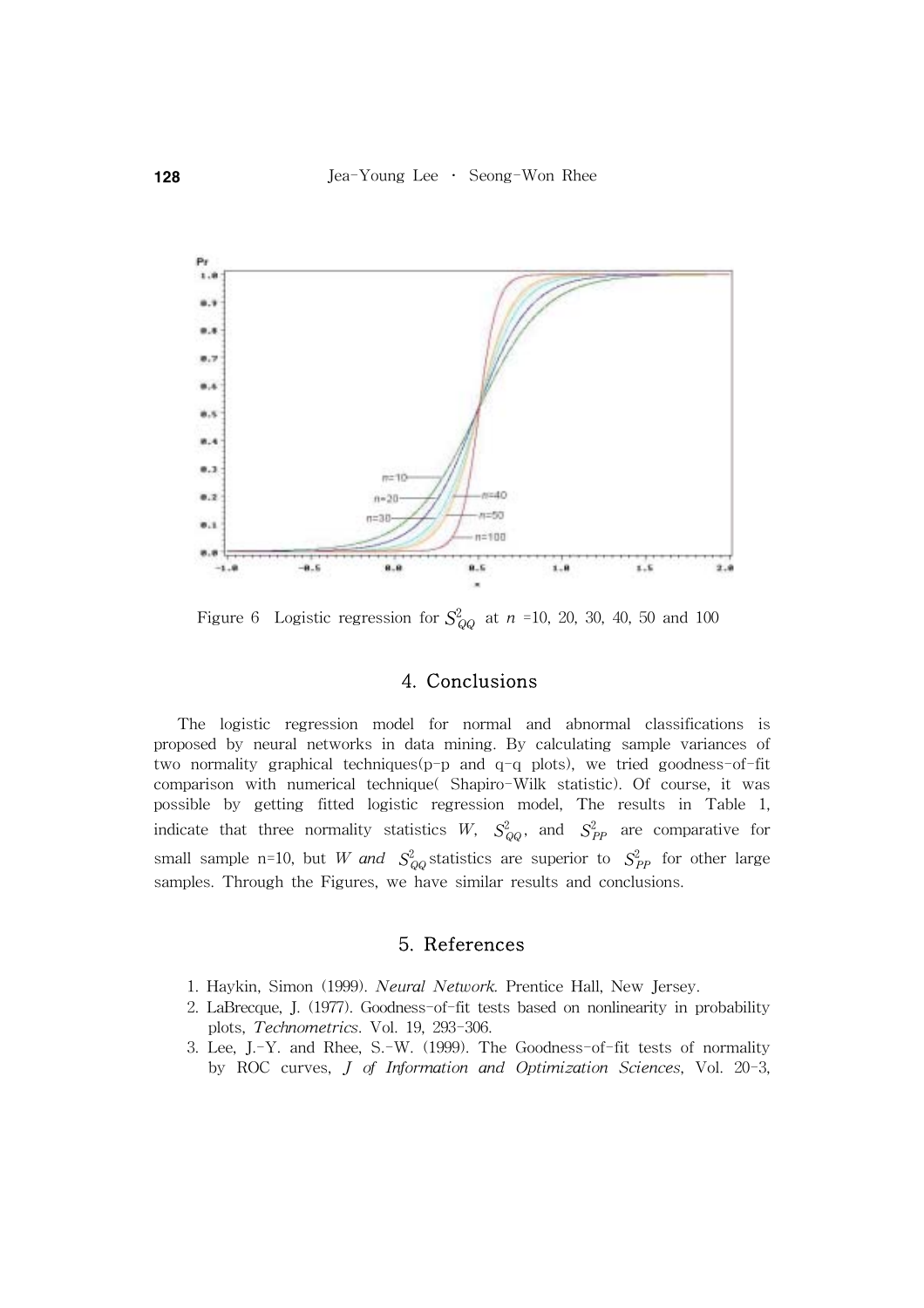Figure 6 Logistic regression for $S^2_{QQ}$ at $n$ =10, 20, 30, 40, 50 and 100

## 4. Conclusions

The logistic regression model for normal and abnormal classifications is proposed by neural networks in data mining. By calculating sample variances of two normality graphical techniques(p-p and q-q plots), we tried goodness-of-fit comparison with numerical technique( Shapiro-Wilk statistic). Of course, it was possible by getting fitted logistic regression model, The results in Table 1, indicate that three normality statistics $W$, $S^2_{QQ}$, and $S^2_{PP}$ are comparative for small sample n=10, but $W$ *and* $S^2_{QQ}$ statistics are superior to $S^2_{PP}$ for other large samples. Through the Figures, we have similar results and conclusions.

## 5. References

1. Haykin, Simon (1999). *Neural Network*. Prentice Hall, New Jersey.
2. LaBrecque, J. (1977). Goodness-of-fit tests based on nonlinearity in probability plots, *Technometrics*. Vol. 19, 293-306.
3. Lee, J.-Y. and Rhee, S.-W. (1999). The Goodness-of-fit tests of normality by ROC curves, *J of Information and Optimization Sciences*, Vol. 20-3,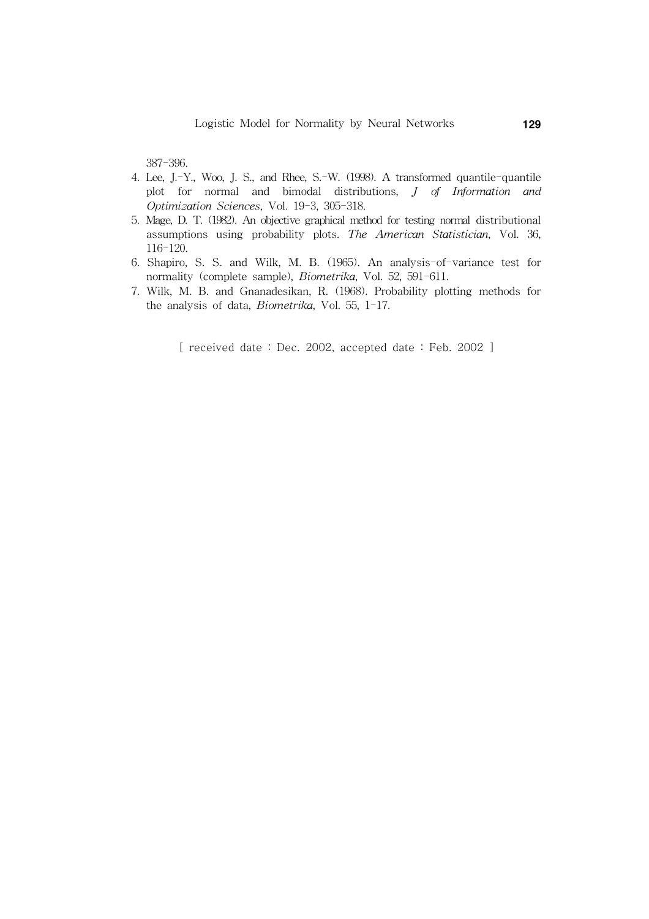387-396.

4. Lee, J.-Y., Woo, J. S., and Rhee, S.-W. (1998). A transformed quantile-quantile plot for normal and bimodal distributions, *J of Information and Optimization Sciences*, Vol. 19-3, 305-318.
5. Mage, D. T. (1982). An objective graphical method for testing normal distributional assumptions using probability plots. *The American Statistician*, Vol. 36, 116-120.
6. Shapiro, S. S. and Wilk, M. B. (1965). An analysis-of-variance test for normality (complete sample), *Biometrika*, Vol. 52, 591-611.
7. Wilk, M. B. and Gnanadesikan, R. (1968). Probability plotting methods for the analysis of data, *Biometrika*, Vol. 55, 1-17.

[ received date : Dec. 2002, accepted date : Feb. 2002 ]